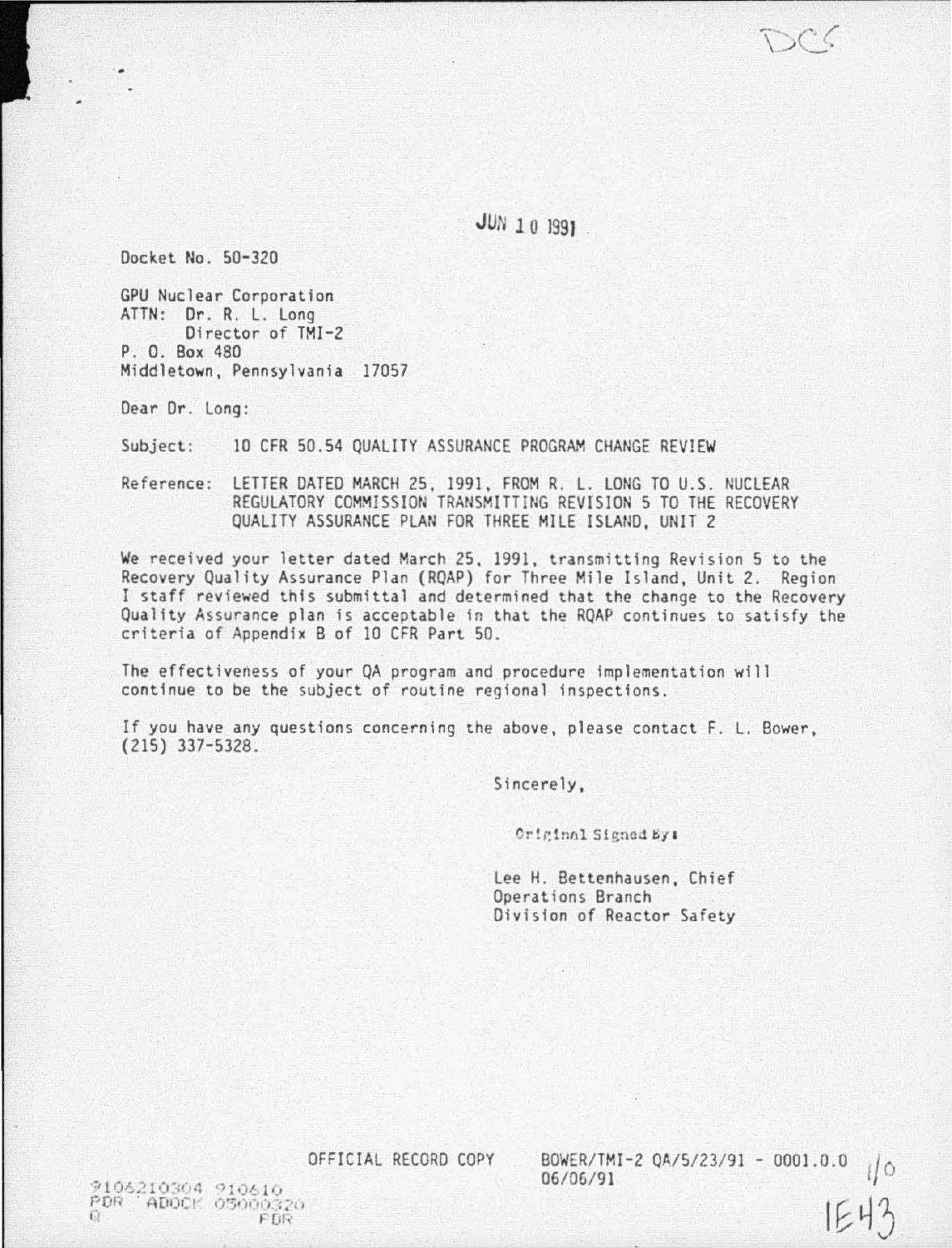DCS

JUN 10 1991

Docket No. 50-320

GPU Nuclear Corporation
ATTN: Dr. R. L. Long
Director of TMI-2
P. O. Box 480
Middletown, Pennsylvania 17057

Dear Dr. Long:

Subject: 10 CFR 50.54 QUALITY ASSURANCE PROGRAM CHANGE REVIEW

Reference: LETTER DATED MARCH 25, 1991, FROM R. L. LONG TO U.S. NUCLEAR REGULATORY COMMISSION TRANSMITTING REVISION 5 TO THE RECOVERY QUALITY ASSURANCE PLAN FOR THREE MILE ISLAND, UNIT 2

We received your letter dated March 25, 1991, transmitting Revision 5 to the Recovery Quality Assurance Plan (RQAP) for Three Mile Island, Unit 2. Region I staff reviewed this submittal and determined that the change to the Recovery Quality Assurance plan is acceptable in that the RQAP continues to satisfy the criteria of Appendix B of 10 CFR Part 50.

The effectiveness of your QA program and procedure implementation will continue to be the subject of routine regional inspections.

If you have any questions concerning the above, please contact F. L. Bower, (215) 337-5328.

Sincerely,

Original Signed By:

Lee H. Bettenhausen, Chief
Operations Branch
Division of Reactor Safety

OFFICIAL RECORD COPY

BOWER/TMI-2 QA/5/23/91 - 0001.0.0
06/06/91

9106210304 910610
PDR ADOCK 05000320
Q PDR

1/0
IE43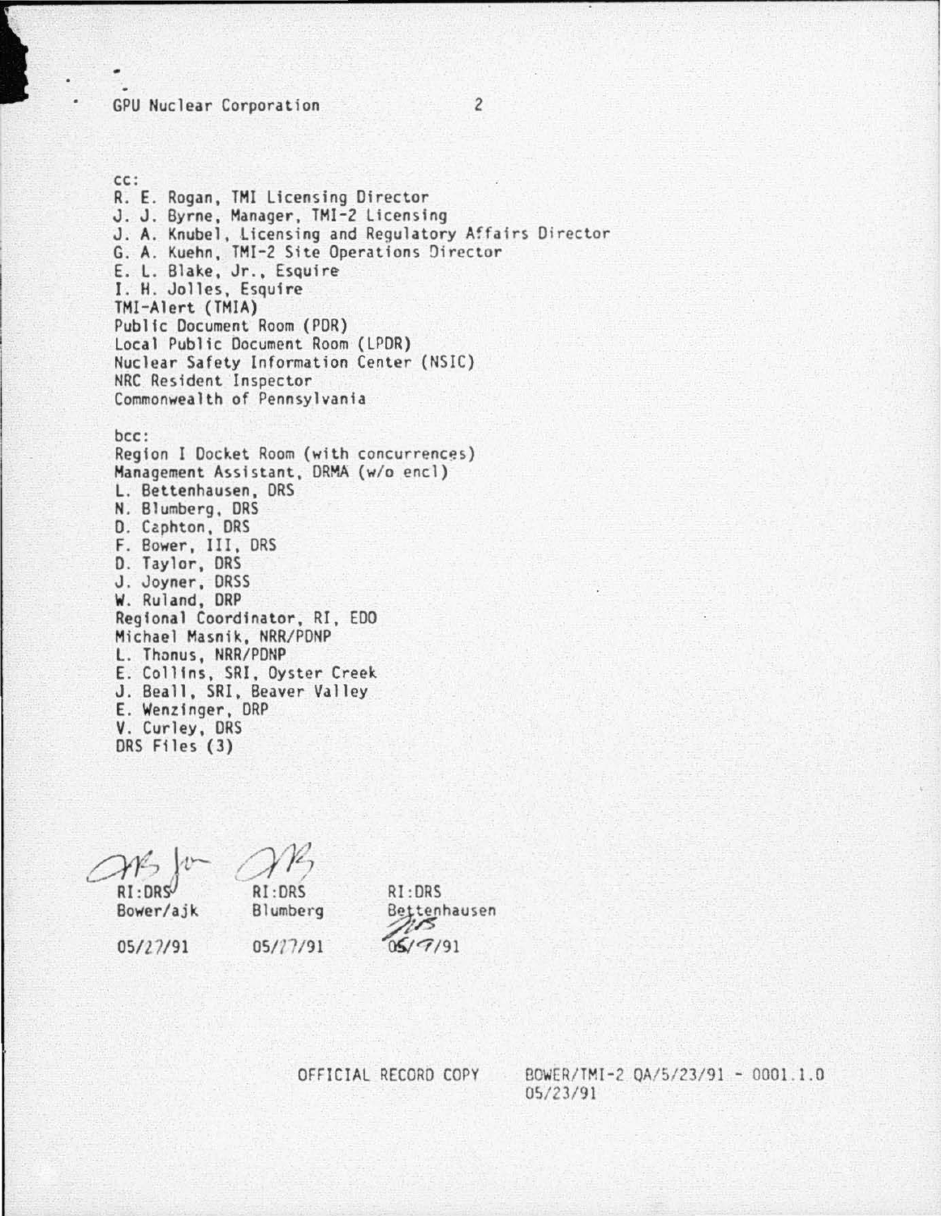GPU Nuclear Corporation

cc:
R. E. Rogan, TMI Licensing Director
J. J. Byrne, Manager, TMI-2 Licensing
J. A. Knubel, Licensing and Regulatory Affairs Director
G. A. Kuehn, TMI-2 Site Operations Director
E. L. Blake, Jr., Esquire
I. H. Jolles, Esquire
TMI-Alert (TMIA)
Public Document Room (PDR)
Local Public Document Room (LPDR)
Nuclear Safety Information Center (NSIC)
NRC Resident Inspector
Commonwealth of Pennsylvania

bcc:
Region I Docket Room (with concurrences)
Management Assistant, DRMA (w/o encl)
L. Bettenhausen, DRS
N. Blumberg, DRS
D. Caphton, DRS
F. Bower, III, DRS
D. Taylor, DRS
J. Joyner, DRSS
W. Ruland, DRP
Regional Coordinator, RI, EDO
Michael Masnik, NRR/PDNP
L. Thonus, NRR/PDNP
E. Collins, SRI, Oyster Creek
J. Beall, SRI, Beaver Valley
E. Wenzinger, DRP
V. Curley, DRS
DRS Files (3)

| RI:DRS | RI:DRS | RI:DRS |
|---|---|---|
| Bower/ajk | Blumberg | Bettenhausen |
| 05/27/91 | 05/27/91 | 05/?/91 |

OFFICIAL RECORD COPY BOWER/TMI-2 QA/5/23/91 - 0001.1.0
05/23/91